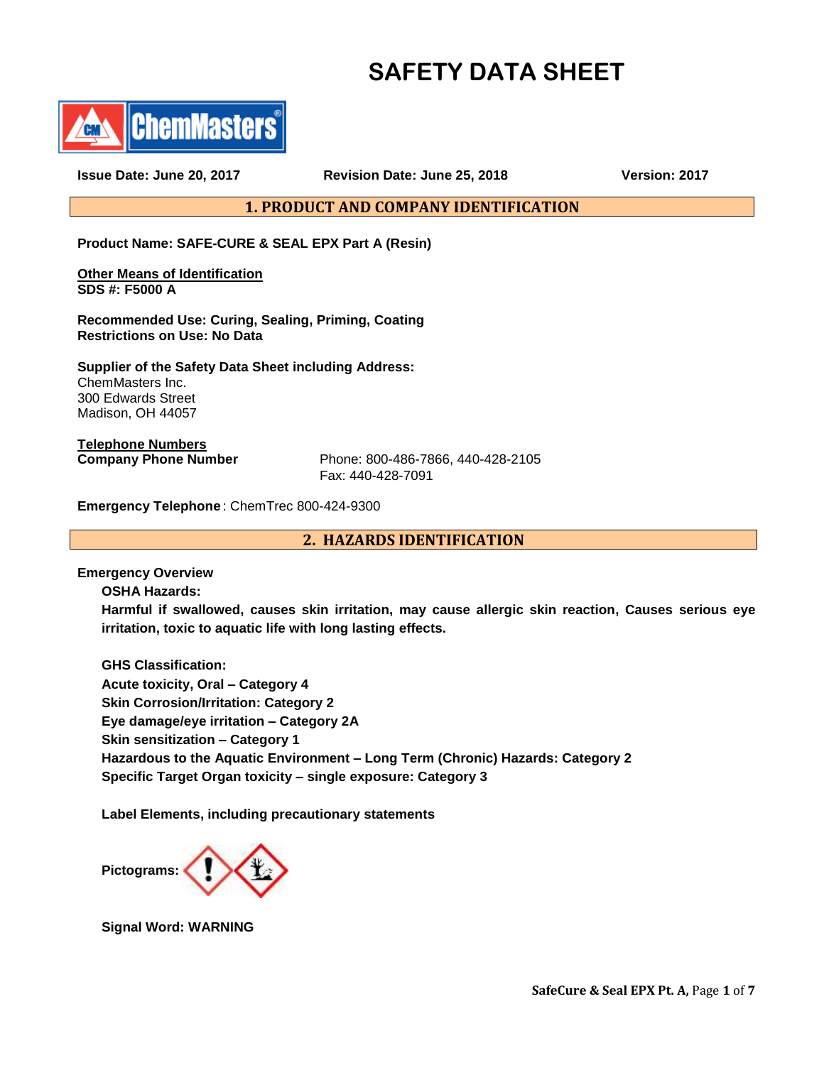# SAFETY DATA SHEET

ChemMasters®

**Issue Date: June 20, 2017** **Revision Date: June 25, 2018** **Version: 2017**

## 1. PRODUCT AND COMPANY IDENTIFICATION

**Product Name: SAFE-CURE & SEAL EPX Part A (Resin)**

**Other Means of Identification**
**SDS #: F5000 A**

**Recommended Use: Curing, Sealing, Priming, Coating**
**Restrictions on Use: No Data**

**Supplier of the Safety Data Sheet including Address:**
ChemMasters Inc.
300 Edwards Street
Madison, OH 44057

**Telephone Numbers**

**Company Phone Number** Phone: 800-486-7866, 440-428-2105
Fax: 440-428-7091

**Emergency Telephone**: ChemTrec 800-424-9300

## 2. HAZARDS IDENTIFICATION

**Emergency Overview**

**OSHA Hazards:**

**Harmful if swallowed, causes skin irritation, may cause allergic skin reaction, Causes serious eye irritation, toxic to aquatic life with long lasting effects.**

**GHS Classification:**
**Acute toxicity, Oral – Category 4**
**Skin Corrosion/Irritation: Category 2**
**Eye damage/eye irritation – Category 2A**
**Skin sensitization – Category 1**
**Hazardous to the Aquatic Environment – Long Term (Chronic) Hazards: Category 2**
**Specific Target Organ toxicity – single exposure: Category 3**

**Label Elements, including precautionary statements**

**Pictograms:**

**Signal Word: WARNING**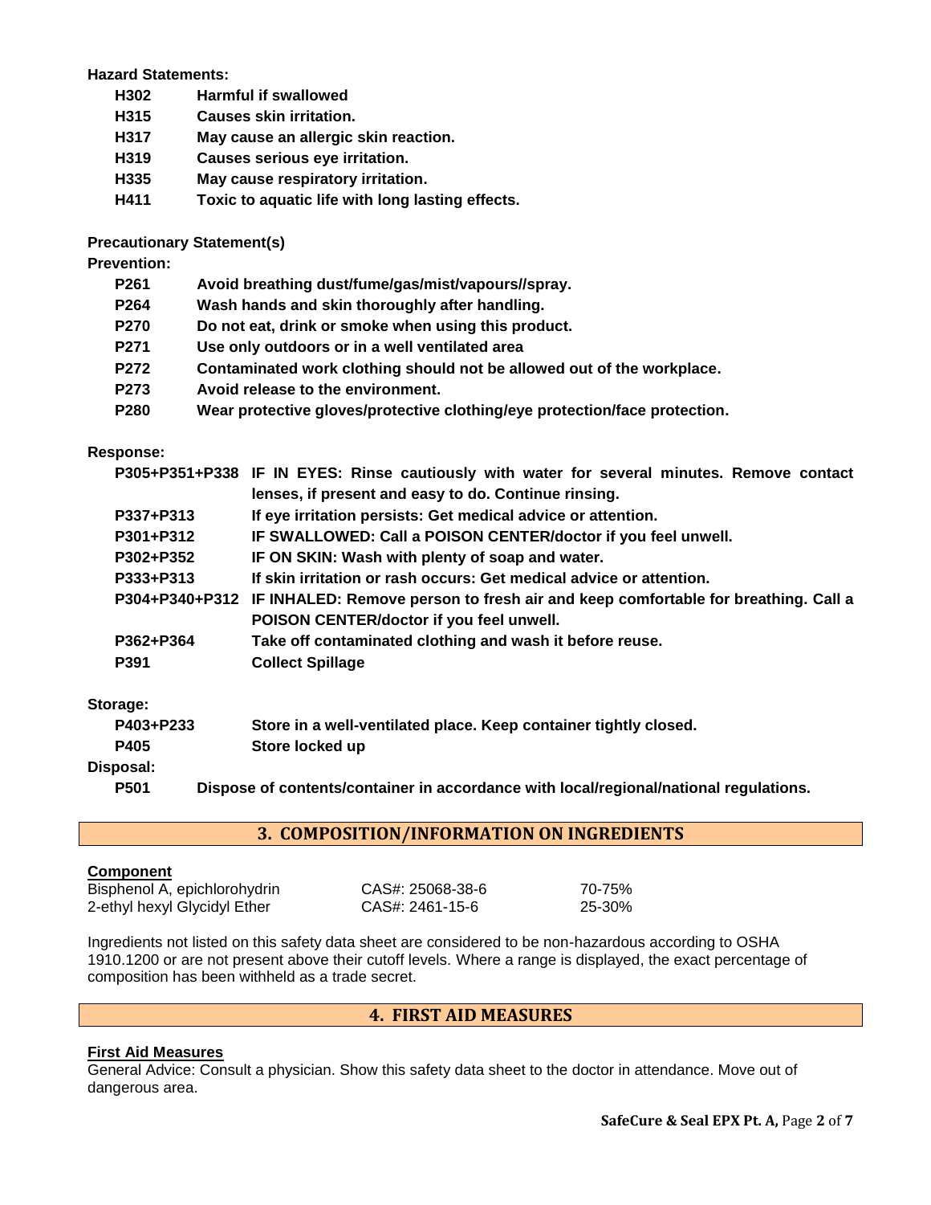**Hazard Statements:**

| | |
|---|---|
| **H302** | **Harmful if swallowed** |
| **H315** | **Causes skin irritation.** |
| **H317** | **May cause an allergic skin reaction.** |
| **H319** | **Causes serious eye irritation.** |
| **H335** | **May cause respiratory irritation.** |
| **H411** | **Toxic to aquatic life with long lasting effects.** |

**Precautionary Statement(s)**

**Prevention:**

| | |
|---|---|
| **P261** | **Avoid breathing dust/fume/gas/mist/vapours//spray.** |
| **P264** | **Wash hands and skin thoroughly after handling.** |
| **P270** | **Do not eat, drink or smoke when using this product.** |
| **P271** | **Use only outdoors or in a well ventilated area** |
| **P272** | **Contaminated work clothing should not be allowed out of the workplace.** |
| **P273** | **Avoid release to the environment.** |
| **P280** | **Wear protective gloves/protective clothing/eye protection/face protection.** |

**Response:**

| | |
|---|---|
| **P305+P351+P338** | **IF IN EYES: Rinse cautiously with water for several minutes. Remove contact lenses, if present and easy to do. Continue rinsing.** |
| **P337+P313** | **If eye irritation persists: Get medical advice or attention.** |
| **P301+P312** | **IF SWALLOWED: Call a POISON CENTER/doctor if you feel unwell.** |
| **P302+P352** | **IF ON SKIN: Wash with plenty of soap and water.** |
| **P333+P313** | **If skin irritation or rash occurs: Get medical advice or attention.** |
| **P304+P340+P312** | **IF INHALED: Remove person to fresh air and keep comfortable for breathing. Call a POISON CENTER/doctor if you feel unwell.** |
| **P362+P364** | **Take off contaminated clothing and wash it before reuse.** |
| **P391** | **Collect Spillage** |

**Storage:**

| | |
|---|---|
| **P403+P233** | **Store in a well-ventilated place. Keep container tightly closed.** |
| **P405** | **Store locked up** |

**Disposal:**

| | |
|---|---|
| **P501** | **Dispose of contents/container in accordance with local/regional/national regulations.** |

## 3. COMPOSITION/INFORMATION ON INGREDIENTS

**Component**

| | | |
|---|---|---|
| Bisphenol A, epichlorohydrin | CAS#: 25068-38-6 | 70-75% |
| 2-ethyl hexyl Glycidyl Ether | CAS#: 2461-15-6 | 25-30% |

Ingredients not listed on this safety data sheet are considered to be non-hazardous according to OSHA 1910.1200 or are not present above their cutoff levels. Where a range is displayed, the exact percentage of composition has been withheld as a trade secret.

## 4. FIRST AID MEASURES

**First Aid Measures**

General Advice: Consult a physician. Show this safety data sheet to the doctor in attendance. Move out of dangerous area.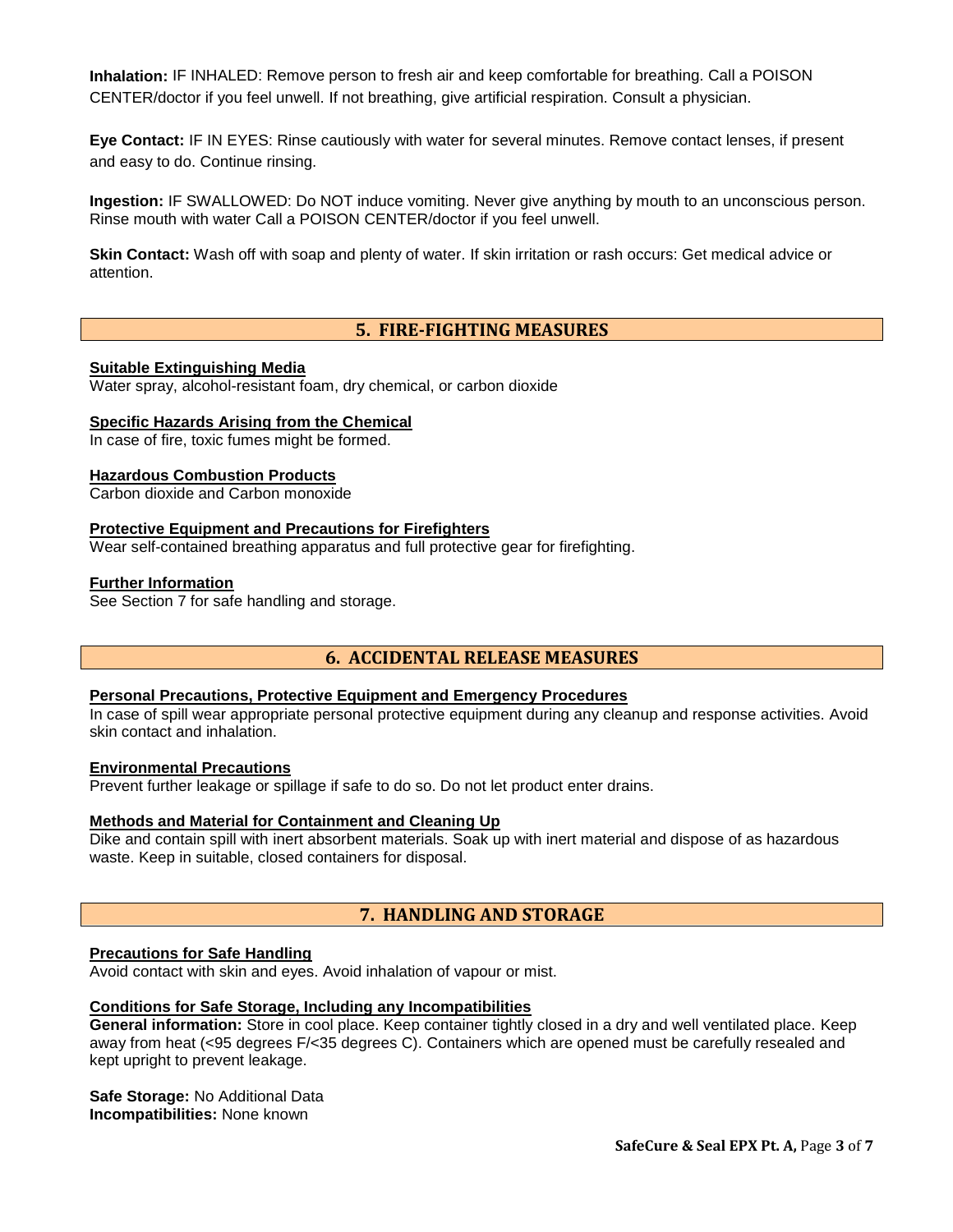**Inhalation:** IF INHALED: Remove person to fresh air and keep comfortable for breathing. Call a POISON CENTER/doctor if you feel unwell. If not breathing, give artificial respiration. Consult a physician.

**Eye Contact:** IF IN EYES: Rinse cautiously with water for several minutes. Remove contact lenses, if present and easy to do. Continue rinsing.

**Ingestion:** IF SWALLOWED: Do NOT induce vomiting. Never give anything by mouth to an unconscious person. Rinse mouth with water Call a POISON CENTER/doctor if you feel unwell.

**Skin Contact:** Wash off with soap and plenty of water. If skin irritation or rash occurs: Get medical advice or attention.

## 5. FIRE-FIGHTING MEASURES

**Suitable Extinguishing Media**
Water spray, alcohol-resistant foam, dry chemical, or carbon dioxide

**Specific Hazards Arising from the Chemical**
In case of fire, toxic fumes might be formed.

**Hazardous Combustion Products**
Carbon dioxide and Carbon monoxide

**Protective Equipment and Precautions for Firefighters**
Wear self-contained breathing apparatus and full protective gear for firefighting.

**Further Information**
See Section 7 for safe handling and storage.

## 6. ACCIDENTAL RELEASE MEASURES

**Personal Precautions, Protective Equipment and Emergency Procedures**
In case of spill wear appropriate personal protective equipment during any cleanup and response activities. Avoid skin contact and inhalation.

**Environmental Precautions**
Prevent further leakage or spillage if safe to do so. Do not let product enter drains.

**Methods and Material for Containment and Cleaning Up**
Dike and contain spill with inert absorbent materials. Soak up with inert material and dispose of as hazardous waste. Keep in suitable, closed containers for disposal.

## 7. HANDLING AND STORAGE

**Precautions for Safe Handling**
Avoid contact with skin and eyes. Avoid inhalation of vapour or mist.

**Conditions for Safe Storage, Including any Incompatibilities**
**General information:** Store in cool place. Keep container tightly closed in a dry and well ventilated place. Keep away from heat (<95 degrees F/<35 degrees C). Containers which are opened must be carefully resealed and kept upright to prevent leakage.

**Safe Storage:** No Additional Data
**Incompatibilities:** None known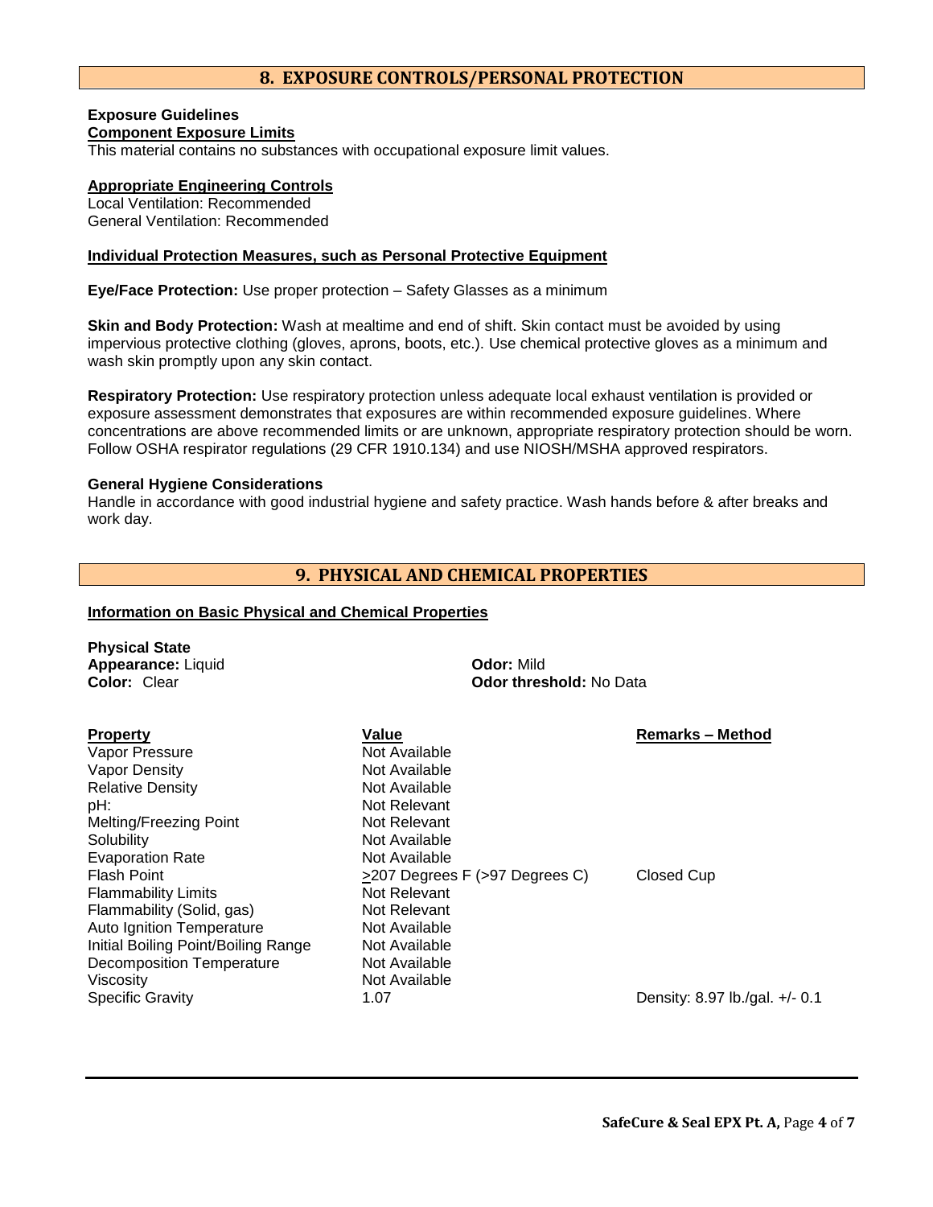## 8. EXPOSURE CONTROLS/PERSONAL PROTECTION

**Exposure Guidelines**

**Component Exposure Limits**

This material contains no substances with occupational exposure limit values.

**Appropriate Engineering Controls**

Local Ventilation: Recommended
General Ventilation: Recommended

**Individual Protection Measures, such as Personal Protective Equipment**

**Eye/Face Protection:** Use proper protection – Safety Glasses as a minimum

**Skin and Body Protection:** Wash at mealtime and end of shift. Skin contact must be avoided by using impervious protective clothing (gloves, aprons, boots, etc.). Use chemical protective gloves as a minimum and wash skin promptly upon any skin contact.

**Respiratory Protection:** Use respiratory protection unless adequate local exhaust ventilation is provided or exposure assessment demonstrates that exposures are within recommended exposure guidelines. Where concentrations are above recommended limits or are unknown, appropriate respiratory protection should be worn. Follow OSHA respirator regulations (29 CFR 1910.134) and use NIOSH/MSHA approved respirators.

**General Hygiene Considerations**

Handle in accordance with good industrial hygiene and safety practice. Wash hands before & after breaks and work day.

## 9. PHYSICAL AND CHEMICAL PROPERTIES

**Information on Basic Physical and Chemical Properties**

**Physical State**

**Appearance:** Liquid
**Color:** Clear

**Odor:** Mild
**Odor threshold:** No Data

| Property | Value | Remarks – Method |
|---|---|---|
| Vapor Pressure | Not Available | |
| Vapor Density | Not Available | |
| Relative Density | Not Available | |
| pH: | Not Relevant | |
| Melting/Freezing Point | Not Relevant | |
| Solubility | Not Available | |
| Evaporation Rate | Not Available | |
| Flash Point | ≥207 Degrees F (>97 Degrees C) | Closed Cup |
| Flammability Limits | Not Relevant | |
| Flammability (Solid, gas) | Not Relevant | |
| Auto Ignition Temperature | Not Available | |
| Initial Boiling Point/Boiling Range | Not Available | |
| Decomposition Temperature | Not Available | |
| Viscosity | Not Available | |
| Specific Gravity | 1.07 | Density: 8.97 lb./gal. +/- 0.1 |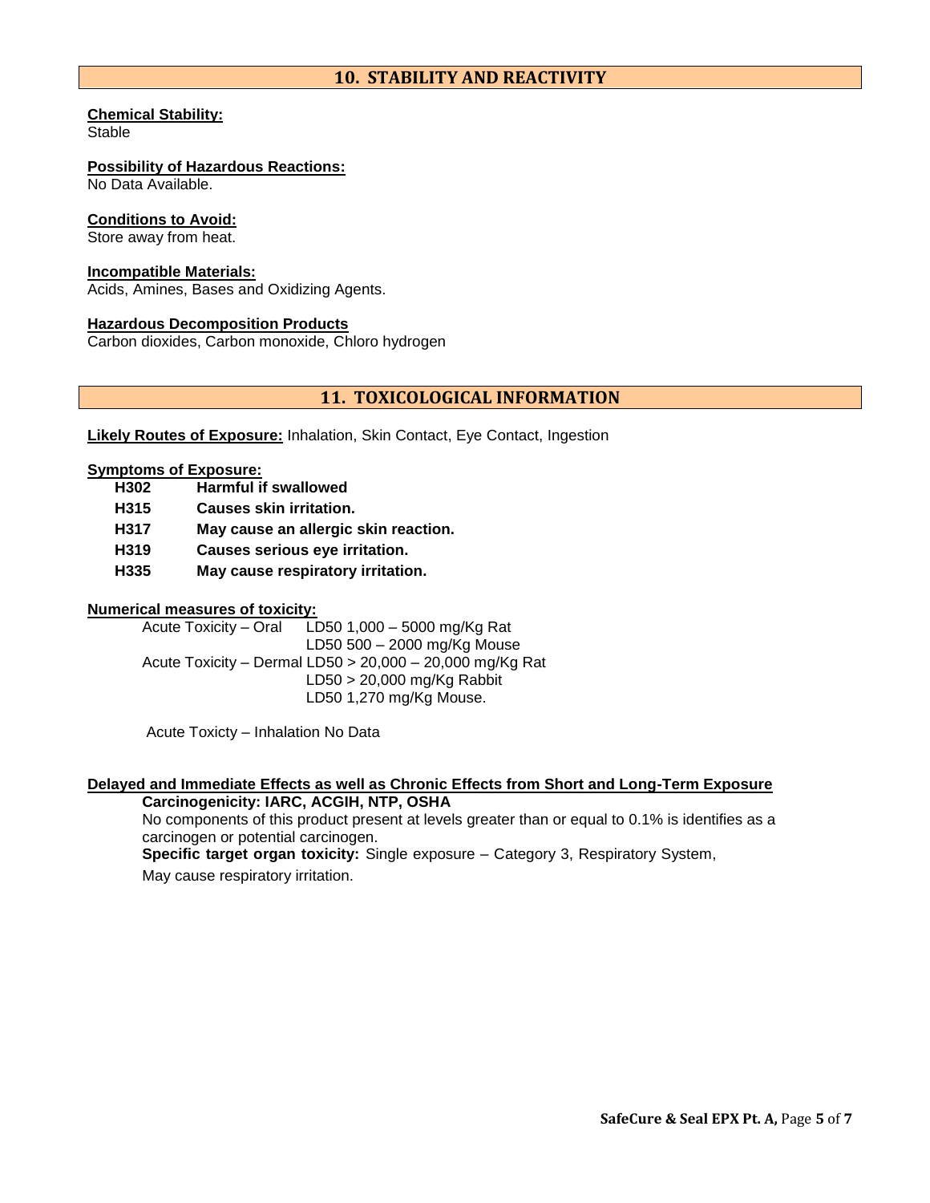## 10. STABILITY AND REACTIVITY

**Chemical Stability:**
Stable

**Possibility of Hazardous Reactions:**
No Data Available.

**Conditions to Avoid:**
Store away from heat.

**Incompatible Materials:**
Acids, Amines, Bases and Oxidizing Agents.

**Hazardous Decomposition Products**
Carbon dioxides, Carbon monoxide, Chloro hydrogen

## 11. TOXICOLOGICAL INFORMATION

**Likely Routes of Exposure:** Inhalation, Skin Contact, Eye Contact, Ingestion

**Symptoms of Exposure:**

| | |
|---|---|
| **H302** | **Harmful if swallowed** |
| **H315** | **Causes skin irritation.** |
| **H317** | **May cause an allergic skin reaction.** |
| **H319** | **Causes serious eye irritation.** |
| **H335** | **May cause respiratory irritation.** |

**Numerical measures of toxicity:**

| | |
|---|---|
| Acute Toxicity – Oral | LD50 1,000 – 5000 mg/Kg Rat |
| | LD50 500 – 2000 mg/Kg Mouse |
| Acute Toxicity – Dermal | LD50 > 20,000 – 20,000 mg/Kg Rat |
| | LD50 > 20,000 mg/Kg Rabbit |
| | LD50 1,270 mg/Kg Mouse. |

Acute Toxcity – Inhalation No Data

**Delayed and Immediate Effects as well as Chronic Effects from Short and Long-Term Exposure**

**Carcinogenicity: IARC, ACGIH, NTP, OSHA**

No components of this product present at levels greater than or equal to 0.1% is identifies as a carcinogen or potential carcinogen.

**Specific target organ toxicity:** Single exposure – Category 3, Respiratory System,

May cause respiratory irritation.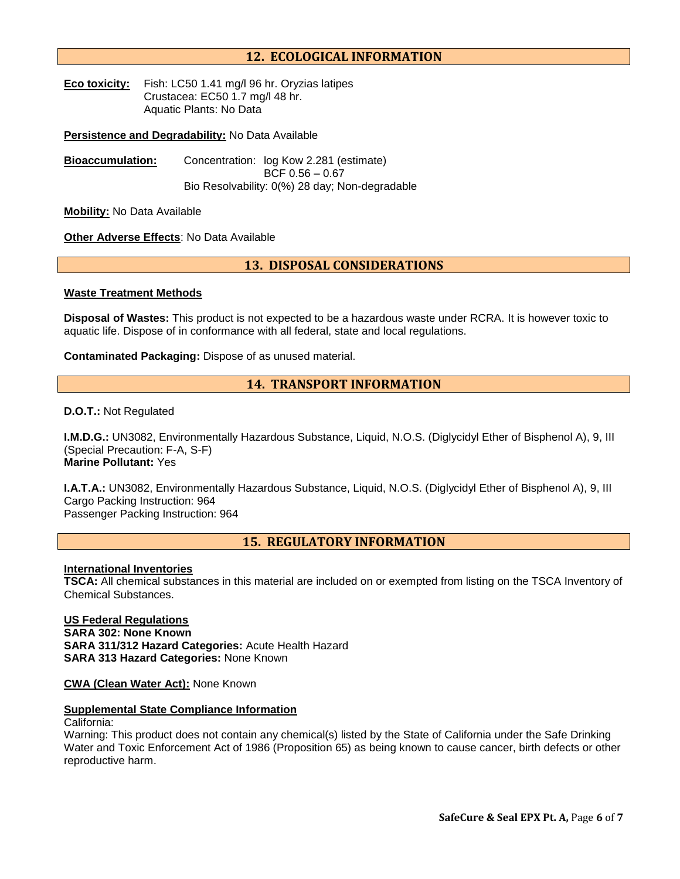## 12. ECOLOGICAL INFORMATION

**Eco toxicity:** Fish: LC50 1.41 mg/l 96 hr. Oryzias latipes
Crustacea: EC50 1.7 mg/l 48 hr.
Aquatic Plants: No Data

**Persistence and Degradability:** No Data Available

**Bioaccumulation:** Concentration: log Kow 2.281 (estimate)
BCF 0.56 – 0.67
Bio Resolvability: 0(%) 28 day; Non-degradable

**Mobility:** No Data Available

**Other Adverse Effects**: No Data Available

## 13. DISPOSAL CONSIDERATIONS

**Waste Treatment Methods**

**Disposal of Wastes:** This product is not expected to be a hazardous waste under RCRA. It is however toxic to aquatic life. Dispose of in conformance with all federal, state and local regulations.

**Contaminated Packaging:** Dispose of as unused material.

## 14. TRANSPORT INFORMATION

**D.O.T.:** Not Regulated

**I.M.D.G.:** UN3082, Environmentally Hazardous Substance, Liquid, N.O.S. (Diglycidyl Ether of Bisphenol A), 9, III (Special Precaution: F-A, S-F)
**Marine Pollutant:** Yes

**I.A.T.A.:** UN3082, Environmentally Hazardous Substance, Liquid, N.O.S. (Diglycidyl Ether of Bisphenol A), 9, III
Cargo Packing Instruction: 964
Passenger Packing Instruction: 964

## 15. REGULATORY INFORMATION

**International Inventories**
**TSCA:** All chemical substances in this material are included on or exempted from listing on the TSCA Inventory of Chemical Substances.

**US Federal Regulations**
**SARA 302: None Known**
**SARA 311/312 Hazard Categories:** Acute Health Hazard
**SARA 313 Hazard Categories:** None Known

**CWA (Clean Water Act):** None Known

**Supplemental State Compliance Information**
California:
Warning: This product does not contain any chemical(s) listed by the State of California under the Safe Drinking Water and Toxic Enforcement Act of 1986 (Proposition 65) as being known to cause cancer, birth defects or other reproductive harm.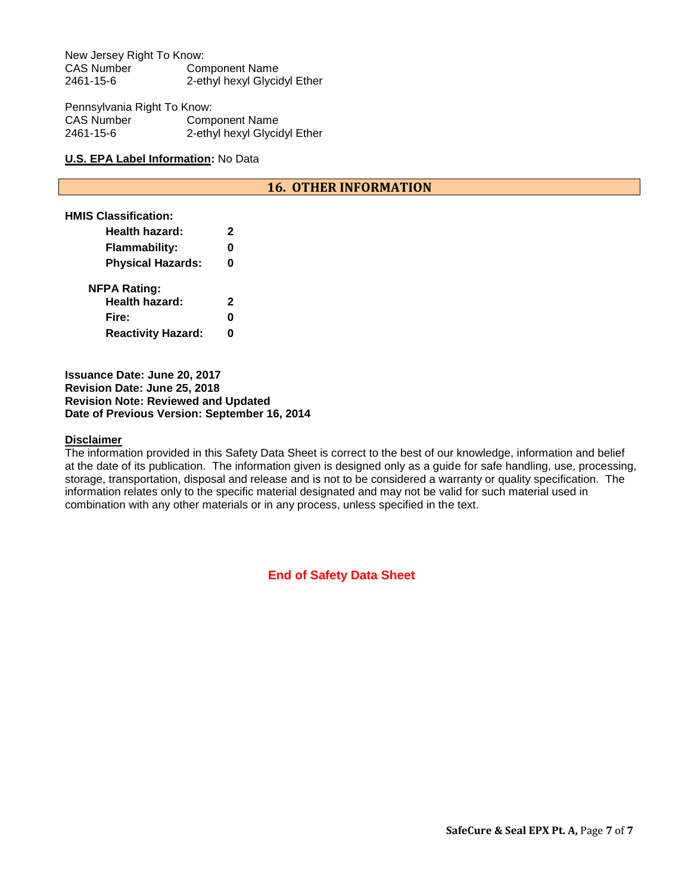New Jersey Right To Know:

| CAS Number | Component Name |
| --- | --- |
| 2461-15-6 | 2-ethyl hexyl Glycidyl Ether |

Pennsylvania Right To Know:

| CAS Number | Component Name |
| --- | --- |
| 2461-15-6 | 2-ethyl hexyl Glycidyl Ether |

**U.S. EPA Label Information:** No Data

## 16. OTHER INFORMATION

**HMIS Classification:**

| | |
| --- | --- |
| **Health hazard:** | **2** |
| **Flammability:** | **0** |
| **Physical Hazards:** | **0** |

**NFPA Rating:**

| | |
| --- | --- |
| **Health hazard:** | **2** |
| **Fire:** | **0** |
| **Reactivity Hazard:** | **0** |

**Issuance Date: June 20, 2017**
**Revision Date: June 25, 2018**
**Revision Note: Reviewed and Updated**
**Date of Previous Version: September 16, 2014**

**Disclaimer**

The information provided in this Safety Data Sheet is correct to the best of our knowledge, information and belief at the date of its publication. The information given is designed only as a guide for safe handling, use, processing, storage, transportation, disposal and release and is not to be considered a warranty or quality specification. The information relates only to the specific material designated and may not be valid for such material used in combination with any other materials or in any process, unless specified in the text.

**End of Safety Data Sheet**